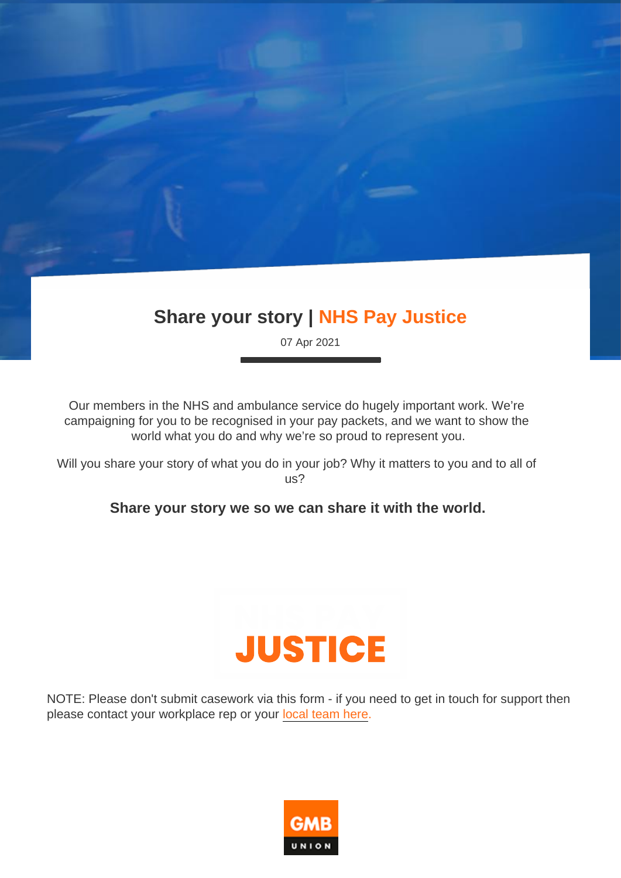# Share your story | NHS Pay Justice

07 Apr 2021

Our members in the NHS and ambulance service do hugely important work. We're campaigning for you to be recognised in your pay packets, and we want to show the world what you do and why we're so proud to represent you.

Will you share your story of what you do in your job? Why it matters to you and to all of us?

**Share your story we so we can share it with the world.**

NOTE: Please don't submit casework via this form - if you need to get in touch for support then please contact your workplace rep or your local team here.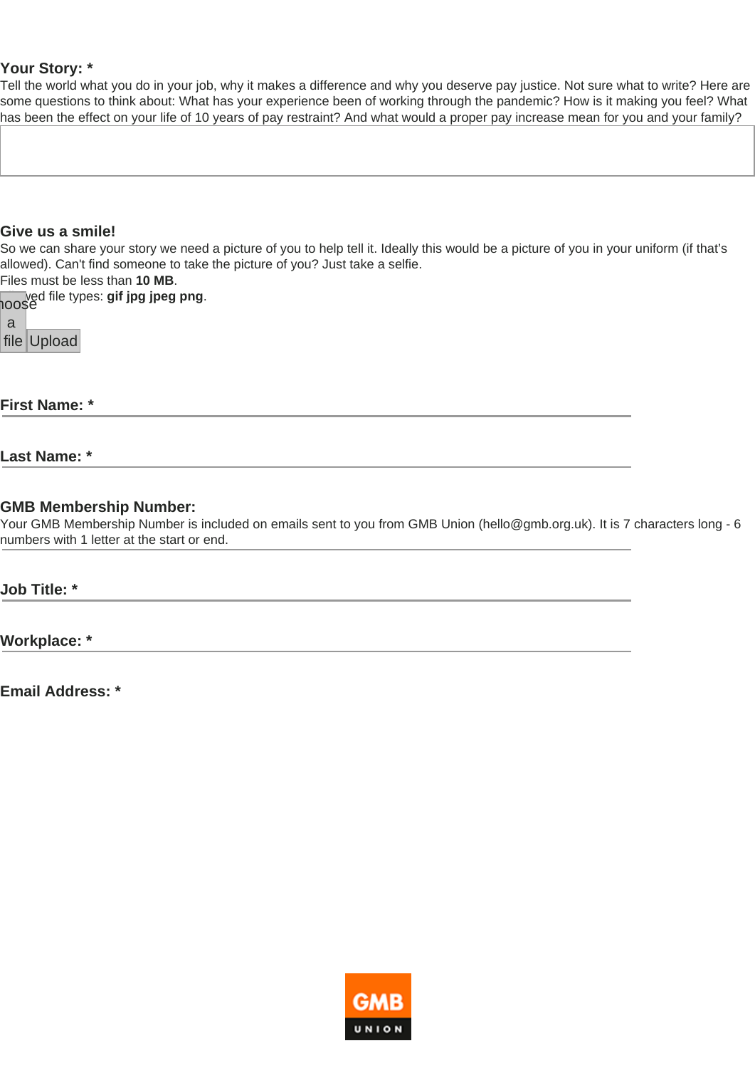**Your Story: ***

Tell the world what you do in your job, why it makes a difference and why you deserve pay justice. Not sure what to write? Here are some questions to think about: What has your experience been of working through the pandemic? How is it making you feel? What has been the effect on your life of 10 years of pay restraint? And what would a proper pay increase mean for you and your family?

**Give us a smile!**

So we can share your story we need a picture of you to help tell it. Ideally this would be a picture of you in your uniform (if that's allowed). Can't find someone to take the picture of you? Just take a selfie.

Files must be less than **10 MB**.

Allowed file types: **gif jpg jpeg png**.

Choose a file Upload

**First Name: ***

**Last Name: ***

**GMB Membership Number:**

Your GMB Membership Number is included on emails sent to you from GMB Union (hello@gmb.org.uk). It is 7 characters long - 6 numbers with 1 letter at the start or end.

**Job Title: ***

**Workplace: ***

**Email Address: ***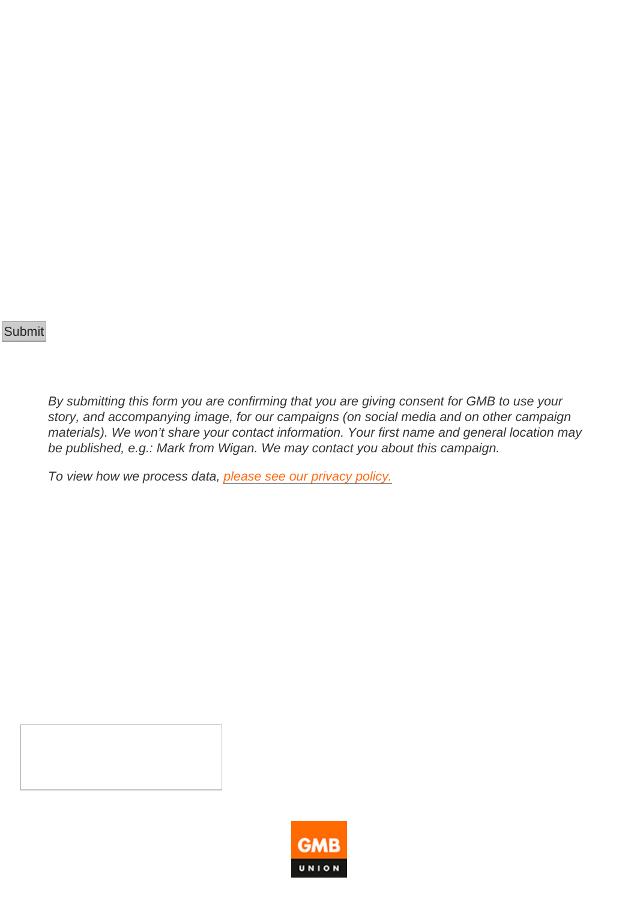Submit

*By submitting this form you are confirming that you are giving consent for GMB to use your story, and accompanying image, for our campaigns (on social media and on other campaign materials). We won't share your contact information. Your first name and general location may be published, e.g.: Mark from Wigan. We may contact you about this campaign.*

*To view how we process data, please see our privacy policy.*

GMB UNION